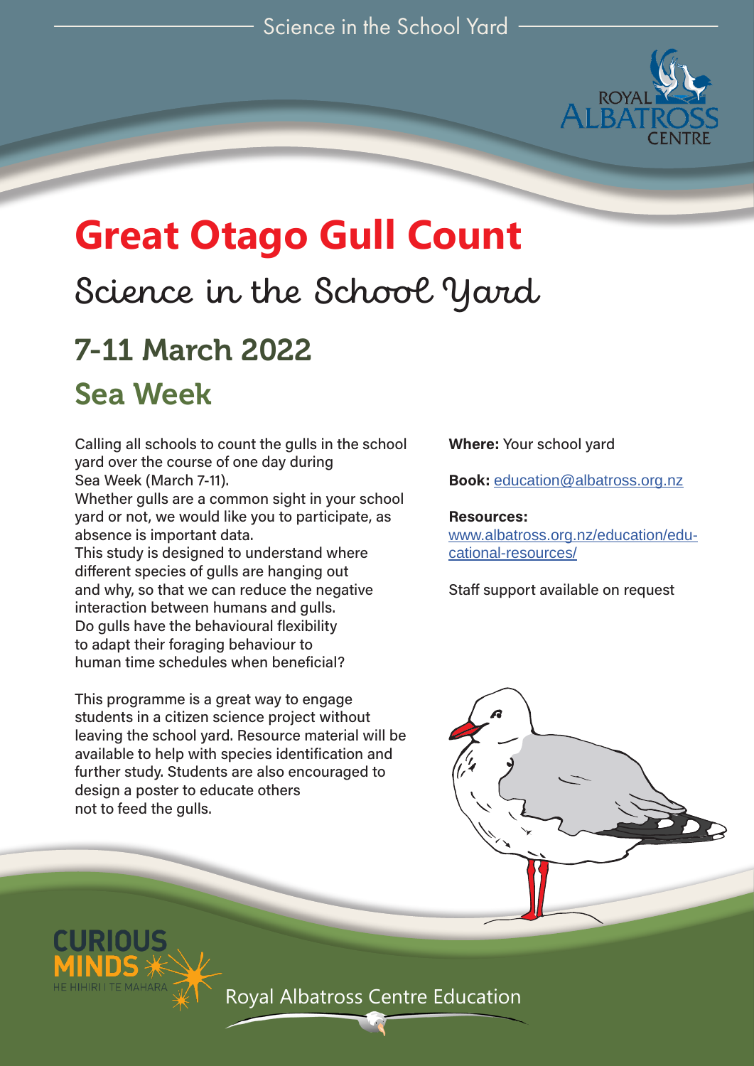# Great Otago Gull Count

## Science in the School Yard

## 7-11 March 2022

## Sea Week

Calling all schools to count the gulls in the school yard over the course of one day during Sea Week (March 7-11).

Whether gulls are a common sight in your school yard or not, we would like you to participate, as absence is important data.

This study is designed to understand where different species of gulls are hanging out and why, so that we can reduce the negative interaction between humans and gulls.

Do gulls have the behavioural flexibility to adapt their foraging behaviour to human time schedules when beneficial?

This programme is a great way to engage students in a citizen science project without leaving the school yard. Resource material will be available to help with species identification and further study. Students are also encouraged to design a poster to educate others not to feed the gulls.

**Where:** Your school yard

**Book:** education@albatross.org.nz

**Resources:**
www.albatross.org.nz/education/educational-resources/

Staff support available on request

CURIOUS MINDS
HE HIHIRI I TE MAHARA

Royal Albatross Centre Education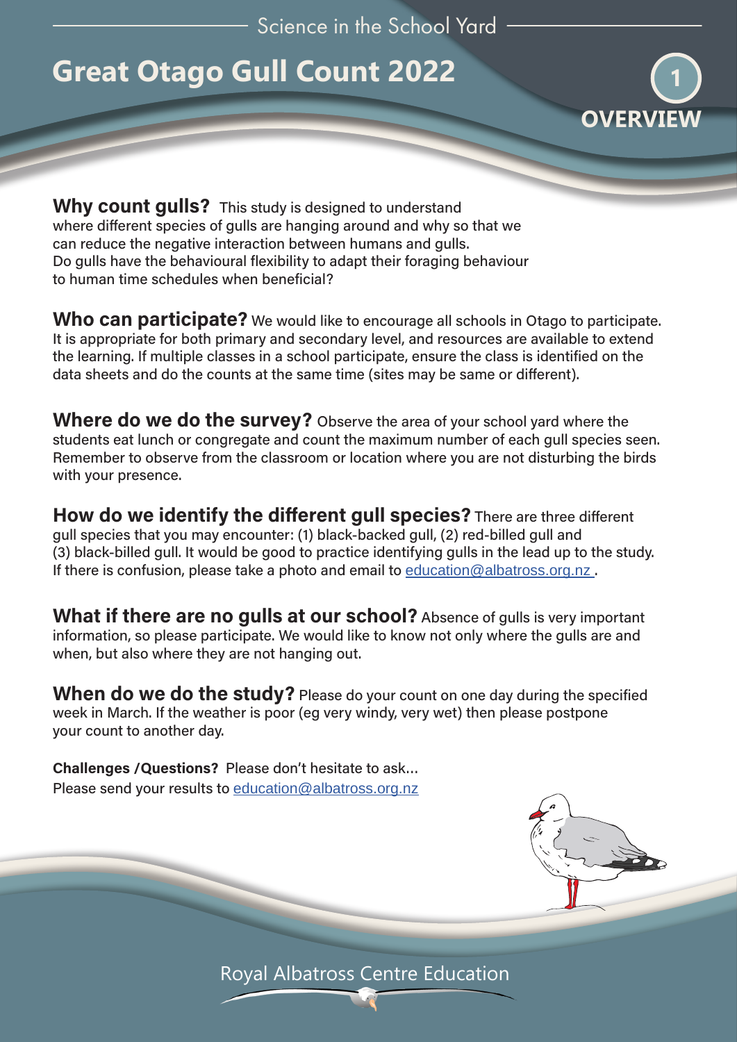Science in the School Yard

# Great Otago Gull Count 2022

## 1 OVERVIEW

**Why count gulls?** This study is designed to understand where different species of gulls are hanging around and why so that we can reduce the negative interaction between humans and gulls. Do gulls have the behavioural flexibility to adapt their foraging behaviour to human time schedules when beneficial?

**Who can participate?** We would like to encourage all schools in Otago to participate. It is appropriate for both primary and secondary level, and resources are available to extend the learning. If multiple classes in a school participate, ensure the class is identified on the data sheets and do the counts at the same time (sites may be same or different).

**Where do we do the survey?** Observe the area of your school yard where the students eat lunch or congregate and count the maximum number of each gull species seen. Remember to observe from the classroom or location where you are not disturbing the birds with your presence.

**How do we identify the different gull species?** There are three different gull species that you may encounter: (1) black-backed gull, (2) red-billed gull and (3) black-billed gull. It would be good to practice identifying gulls in the lead up to the study. If there is confusion, please take a photo and email to education@albatross.org.nz .

**What if there are no gulls at our school?** Absence of gulls is very important information, so please participate. We would like to know not only where the gulls are and when, but also where they are not hanging out.

**When do we do the study?** Please do your count on one day during the specified week in March. If the weather is poor (eg very windy, very wet) then please postpone your count to another day.

**Challenges /Questions?** Please don't hesitate to ask...
Please send your results to education@albatross.org.nz

Royal Albatross Centre Education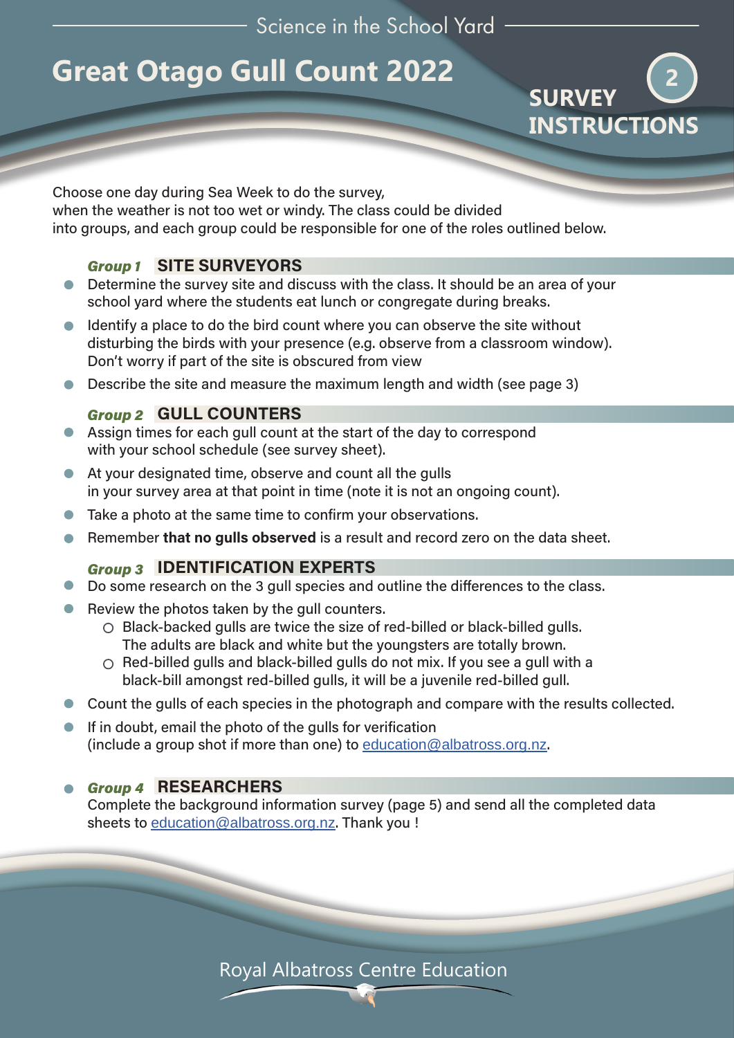Science in the School Yard

# Great Otago Gull Count 2022

## 2 SURVEY INSTRUCTIONS

Choose one day during Sea Week to do the survey, when the weather is not too wet or windy. The class could be divided into groups, and each group could be responsible for one of the roles outlined below.

### *Group 1* SITE SURVEYORS

- Determine the survey site and discuss with the class. It should be an area of your school yard where the students eat lunch or congregate during breaks.
- Identify a place to do the bird count where you can observe the site without disturbing the birds with your presence (e.g. observe from a classroom window). Don't worry if part of the site is obscured from view
- Describe the site and measure the maximum length and width (see page 3)

### *Group 2* GULL COUNTERS

- Assign times for each gull count at the start of the day to correspond with your school schedule (see survey sheet).
- At your designated time, observe and count all the gulls in your survey area at that point in time (note it is not an ongoing count).
- Take a photo at the same time to confirm your observations.
- Remember **that no gulls observed** is a result and record zero on the data sheet.

### *Group 3* IDENTIFICATION EXPERTS

- Do some research on the 3 gull species and outline the differences to the class.
- Review the photos taken by the gull counters.
  - Black-backed gulls are twice the size of red-billed or black-billed gulls. The adults are black and white but the youngsters are totally brown.
  - Red-billed gulls and black-billed gulls do not mix. If you see a gull with a black-bill amongst red-billed gulls, it will be a juvenile red-billed gull.
- Count the gulls of each species in the photograph and compare with the results collected.
- If in doubt, email the photo of the gulls for verification (include a group shot if more than one) to education@albatross.org.nz.

### *Group 4* RESEARCHERS

Complete the background information survey (page 5) and send all the completed data sheets to education@albatross.org.nz. Thank you !

Royal Albatross Centre Education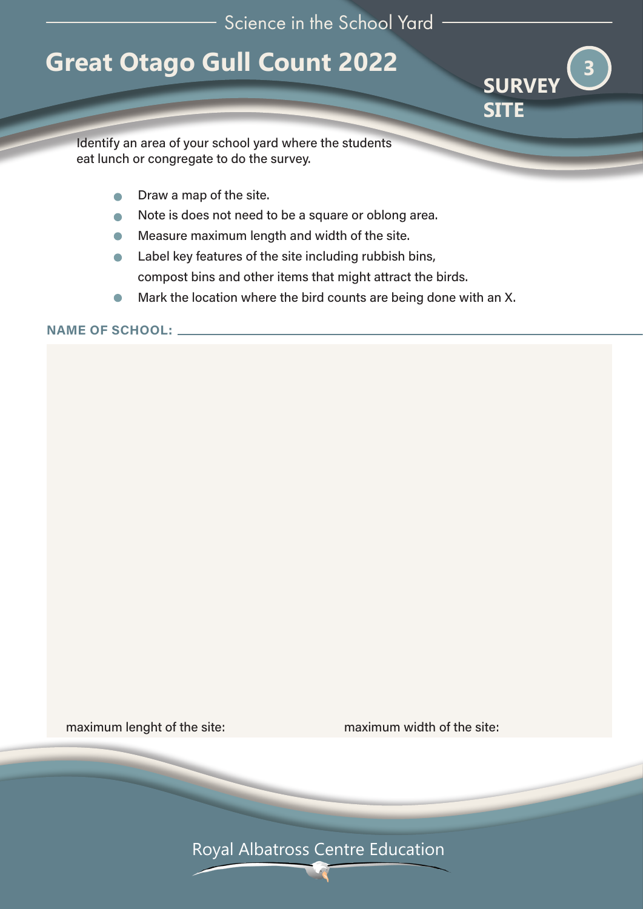Science in the School Yard

# Great Otago Gull Count 2022

## 3 SURVEY SITE

Identify an area of your school yard where the students eat lunch or congregate to do the survey.

- Draw a map of the site.
- Note is does not need to be a square or oblong area.
- Measure maximum length and width of the site.
- Label key features of the site including rubbish bins, compost bins and other items that might attract the birds.
- Mark the location where the bird counts are being done with an X.

**NAME OF SCHOOL:** \_\_\_\_\_\_\_\_\_\_\_\_\_\_\_\_\_\_\_\_\_\_\_\_\_\_\_\_\_\_

maximum lenght of the site:

maximum width of the site:

Royal Albatross Centre Education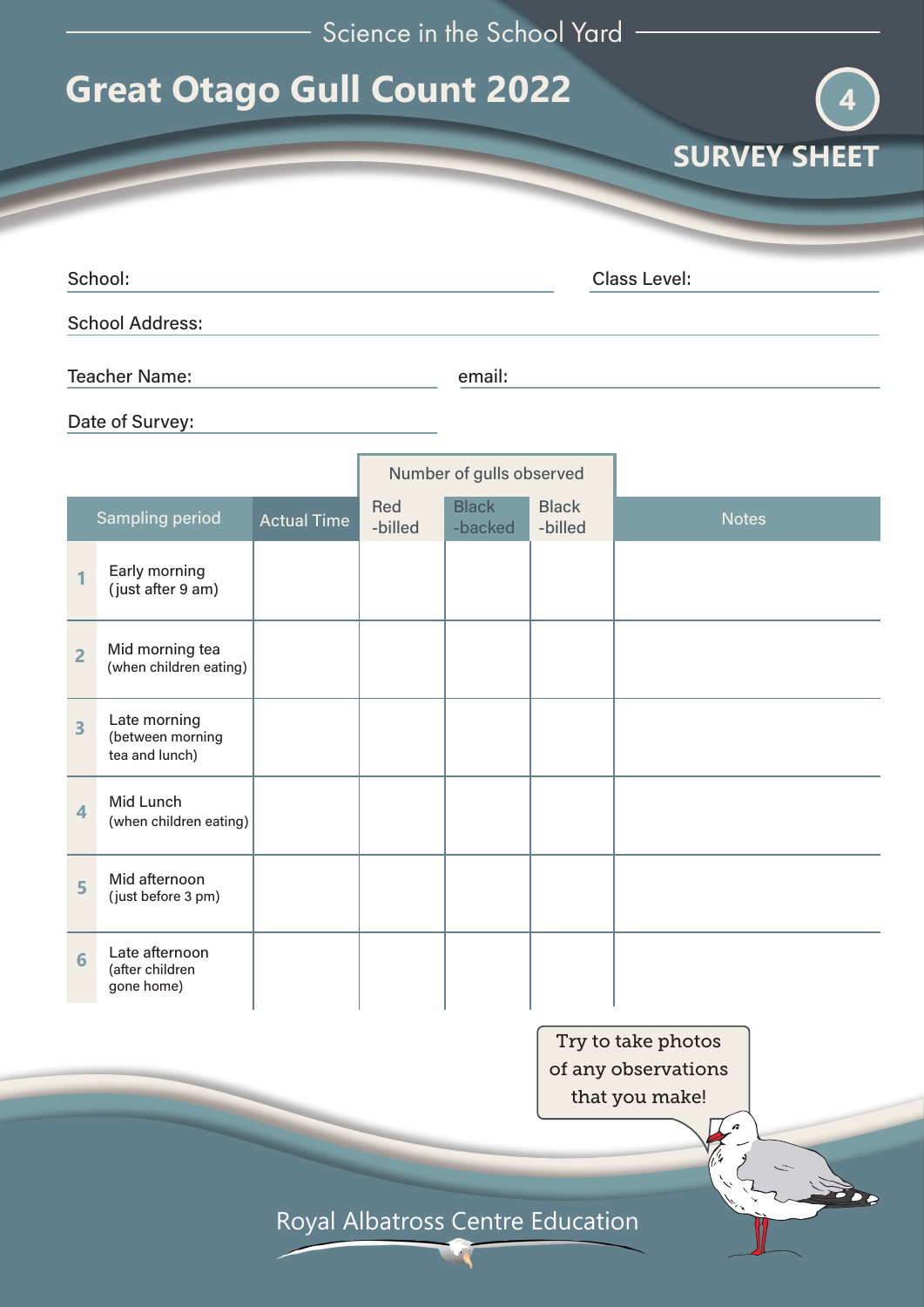Science in the School Yard

# Great Otago Gull Count 2022

4

## SURVEY SHEET

School: ______________________ Class Level: ______________

School Address: ______________________

Teacher Name: ______________________ email: ______________________

Date of Survey: ______________________

| Sampling period | | Actual Time | Number of gulls observed | | | Notes |
|---|---|---|---|---|---|---|
| | | | Red -billed | Black -backed | Black -billed | |
| 1 | Early morning (just after 9 am) | | | | | |
| 2 | Mid morning tea (when children eating) | | | | | |
| 3 | Late morning (between morning tea and lunch) | | | | | |
| 4 | Mid Lunch (when children eating) | | | | | |
| 5 | Mid afternoon (just before 3 pm) | | | | | |
| 6 | Late afternoon (after children gone home) | | | | | |

Try to take photos of any observations that you make!

Royal Albatross Centre Education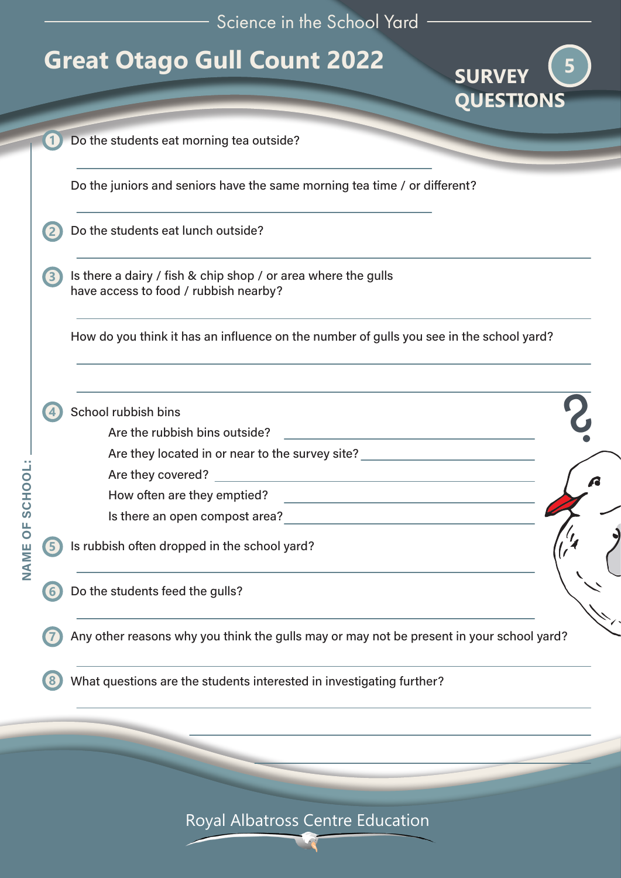Science in the School Yard

# Great Otago Gull Count 2022

## SURVEY QUESTIONS 5

NAME OF SCHOOL: ______

1. Do the students eat morning tea outside?

   ______

   Do the juniors and seniors have the same morning tea time / or different?

   ______

2. Do the students eat lunch outside?

   ______

3. Is there a dairy / fish & chip shop / or area where the gulls have access to food / rubbish nearby?

   ______

   How do you think it has an influence on the number of gulls you see in the school yard?

   ______

   ______

4. School rubbish bins
   - Are the rubbish bins outside? ______
   - Are they located in or near to the survey site? ______
   - Are they covered? ______
   - How often are they emptied? ______
   - Is there an open compost area? ______

5. Is rubbish often dropped in the school yard?

   ______

6. Do the students feed the gulls?

   ______

7. Any other reasons why you think the gulls may or may not be present in your school yard?

   ______

8. What questions are the students interested in investigating further?

   ______

   ______

   ______

Royal Albatross Centre Education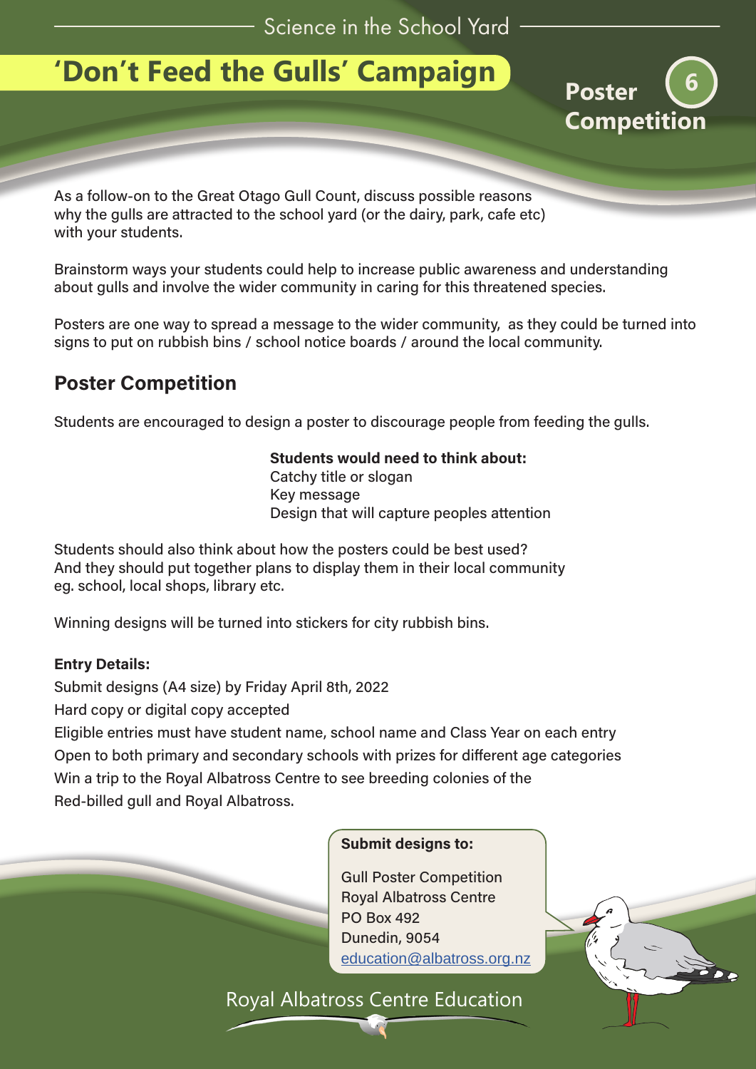# 'Don't Feed the Gulls' Campaign

## Poster Competition

As a follow-on to the Great Otago Gull Count, discuss possible reasons why the gulls are attracted to the school yard (or the dairy, park, cafe etc) with your students.

Brainstorm ways your students could help to increase public awareness and understanding about gulls and involve the wider community in caring for this threatened species.

Posters are one way to spread a message to the wider community, as they could be turned into signs to put on rubbish bins / school notice boards / around the local community.

## Poster Competition

Students are encouraged to design a poster to discourage people from feeding the gulls.

**Students would need to think about:**
Catchy title or slogan
Key message
Design that will capture peoples attention

Students should also think about how the posters could be best used?
And they should put together plans to display them in their local community eg. school, local shops, library etc.

Winning designs will be turned into stickers for city rubbish bins.

**Entry Details:**
Submit designs (A4 size) by Friday April 8th, 2022
Hard copy or digital copy accepted
Eligible entries must have student name, school name and Class Year on each entry
Open to both primary and secondary schools with prizes for different age categories
Win a trip to the Royal Albatross Centre to see breeding colonies of the Red-billed gull and Royal Albatross.

**Submit designs to:**

Gull Poster Competition
Royal Albatross Centre
PO Box 492
Dunedin, 9054
education@albatross.org.nz

Royal Albatross Centre Education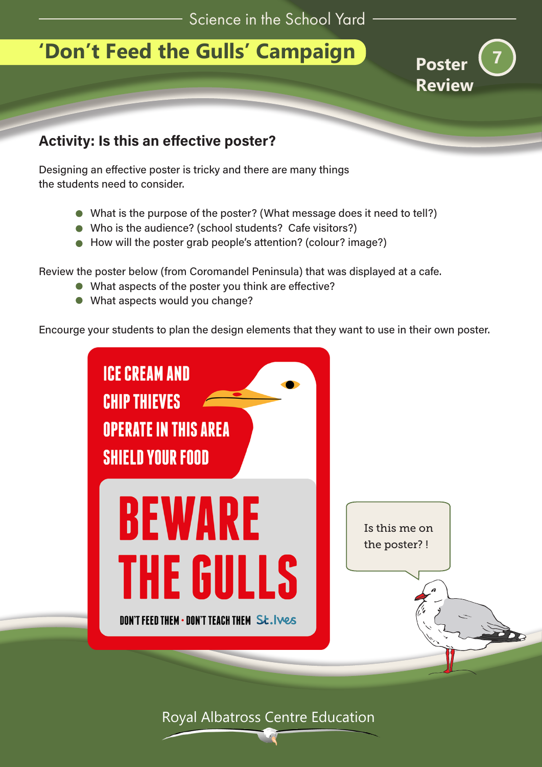# 'Don't Feed the Gulls' Campaign

**Poster Review** 7

## Activity: Is this an effective poster?

Designing an effective poster is tricky and there are many things the students need to consider.

- What is the purpose of the poster? (What message does it need to tell?)
- Who is the audience? (school students? Cafe visitors?)
- How will the poster grab people's attention? (colour? image?)

Review the poster below (from Coromandel Peninsula) that was displayed at a cafe.

- What aspects of the poster you think are effective?
- What aspects would you change?

Encourge your students to plan the design elements that they want to use in their own poster.

ICE CREAM AND CHIP THIEVES OPERATE IN THIS AREA SHIELD YOUR FOOD

BEWARE THE GULLS

DON'T FEED THEM · DON'T TEACH THEM St.Ives

Is this me on the poster? !